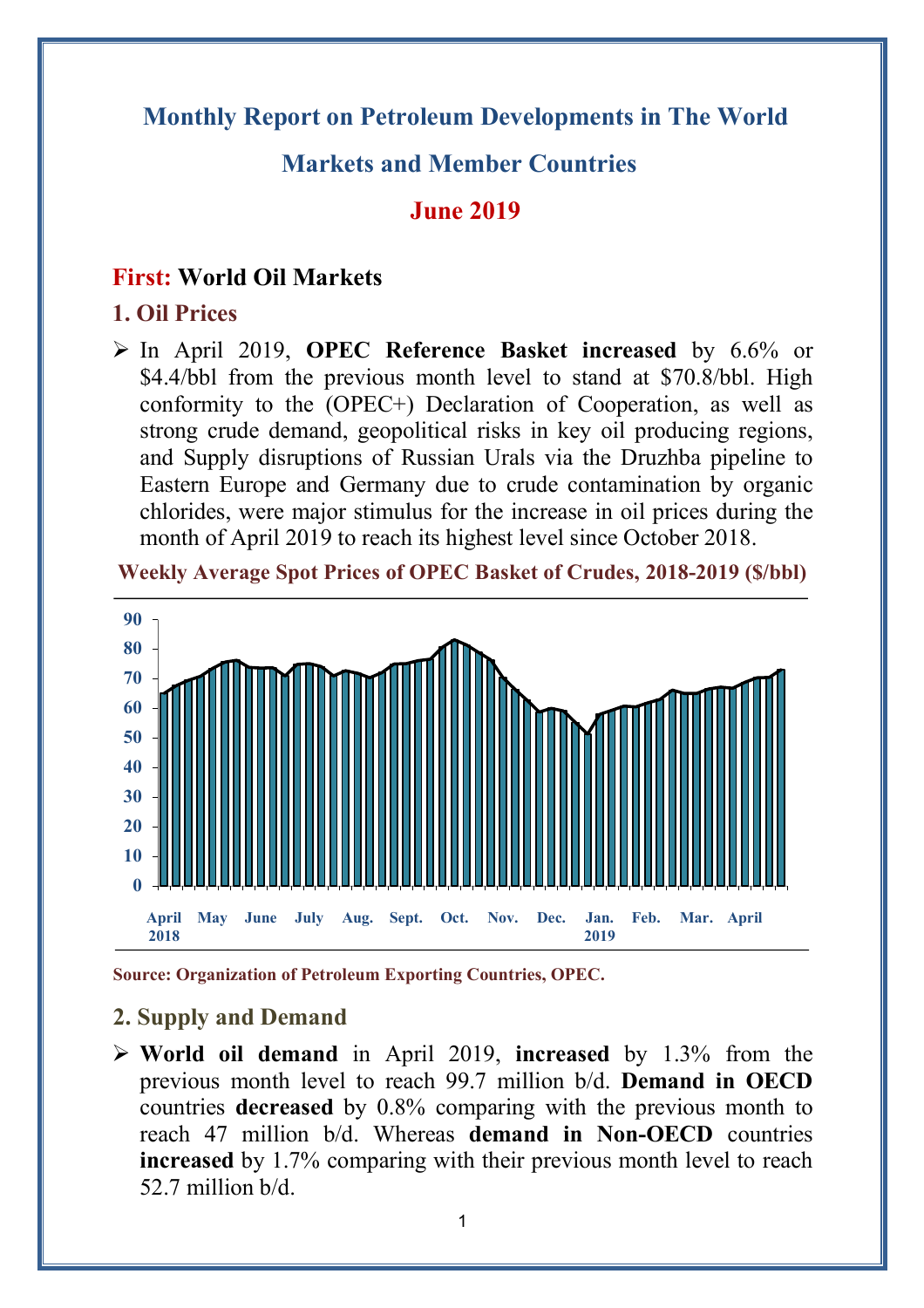# Monthly Report on Petroleum Developments in The World Markets and Member Countries

# June 2019

## First: World Oil Markets

### 1. Oil Prices

- In April 2019, **OPEC Reference Basket increased** by 6.6% or \$4.4/bbl from the previous month level to stand at \$70.8/bbl. High conformity to the (OPEC+) Declaration of Cooperation, as well as strong crude demand, geopolitical risks in key oil producing regions, and Supply disruptions of Russian Urals via the Druzhba pipeline to Eastern Europe and Germany due to crude contamination by organic chlorides, were major stimulus for the increase in oil prices during the month of April 2019 to reach its highest level since October 2018.

**Weekly Average Spot Prices of OPEC Basket of Crudes, 2018-2019 (\$/bbl)**

Source: Organization of Petroleum Exporting Countries, OPEC.

### 2. Supply and Demand

- **World oil demand** in April 2019, **increased** by 1.3% from the previous month level to reach 99.7 million b/d. **Demand in OECD** countries **decreased** by 0.8% comparing with the previous month to reach 47 million b/d. Whereas **demand in Non-OECD** countries **increased** by 1.7% comparing with their previous month level to reach 52.7 million b/d.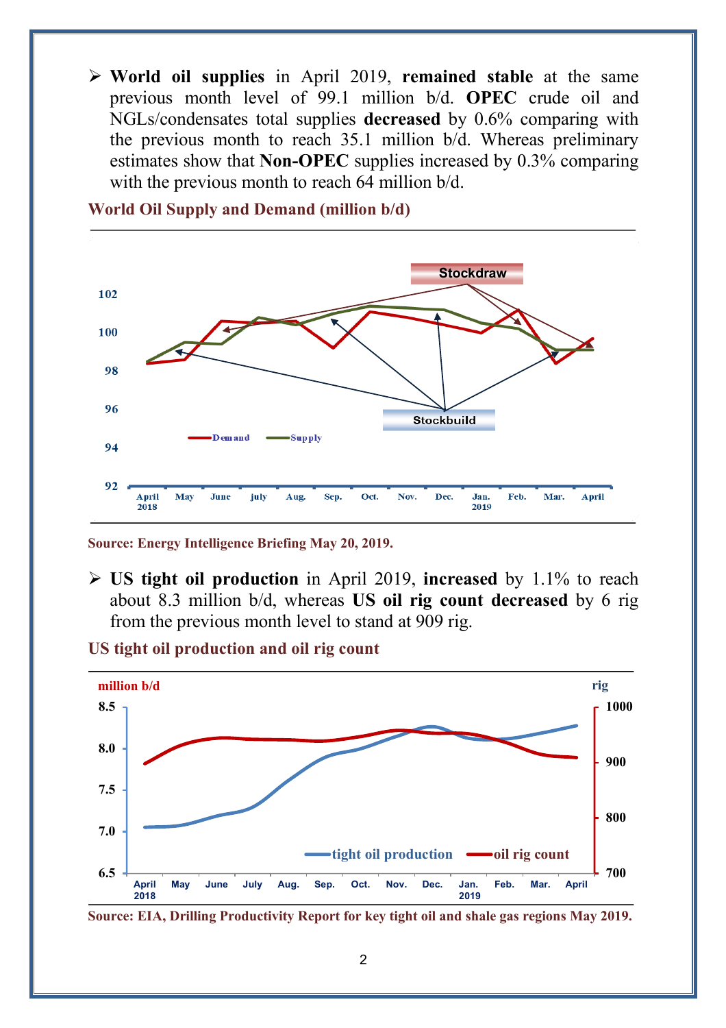- **World oil supplies** in April 2019, **remained stable** at the same previous month level of 99.1 million b/d. **OPEC** crude oil and NGLs/condensates total supplies **decreased** by 0.6% comparing with the previous month to reach 35.1 million b/d. Whereas preliminary estimates show that **Non-OPEC** supplies increased by 0.3% comparing with the previous month to reach 64 million b/d.

**World Oil Supply and Demand (million b/d)**

**Source: Energy Intelligence Briefing May 20, 2019.**

- **US tight oil production** in April 2019, **increased** by 1.1% to reach about 8.3 million b/d, whereas **US oil rig count decreased** by 6 rig from the previous month level to stand at 909 rig.

**US tight oil production and oil rig count**

**Source: EIA, Drilling Productivity Report for key tight oil and shale gas regions May 2019.**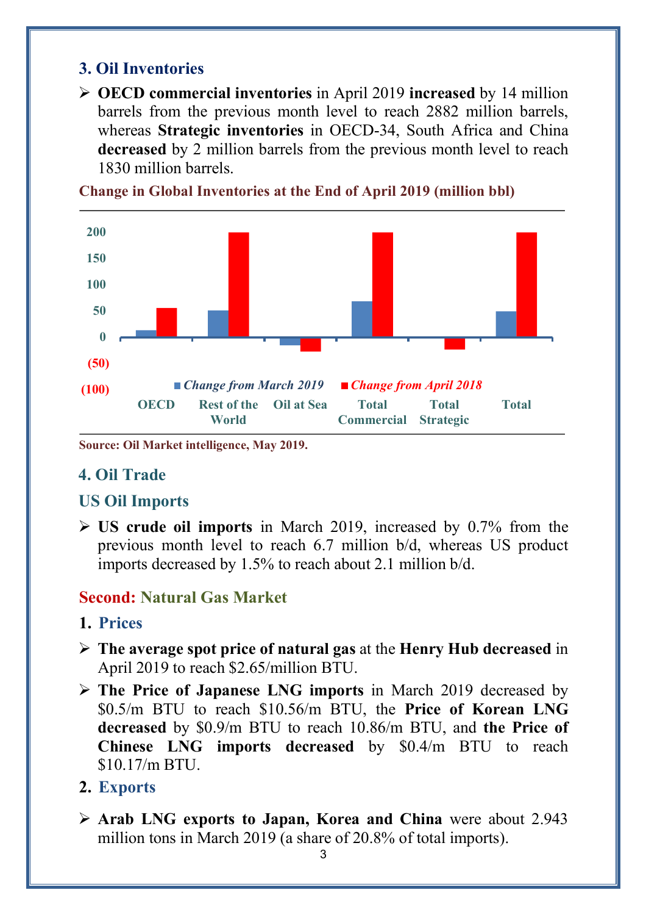## 3. Oil Inventories

- **OECD commercial inventories** in April 2019 **increased** by 14 million barrels from the previous month level to reach 2882 million barrels, whereas **Strategic inventories** in OECD-34, South Africa and China **decreased** by 2 million barrels from the previous month level to reach 1830 million barrels.

**Change in Global Inventories at the End of April 2019 (million bbl)**

200
150
100
50
0
(50)
(100)

Change from March 2019
Change from April 2018

OECD
Rest of the World
Oil at Sea
Total Commercial
Total Strategic
Total

**Source: Oil Market intelligence, May 2019.**

## 4. Oil Trade

### US Oil Imports

- **US crude oil imports** in March 2019, increased by 0.7% from the previous month level to reach 6.7 million b/d, whereas US product imports decreased by 1.5% to reach about 2.1 million b/d.

## Second: Natural Gas Market

### 1. Prices

- **The average spot price of natural gas** at the **Henry Hub decreased** in April 2019 to reach $2.65/million BTU.
- **The Price of Japanese LNG imports** in March 2019 decreased by $0.5/m BTU to reach $10.56/m BTU, the **Price of Korean LNG decreased** by $0.9/m BTU to reach 10.86/m BTU, and **the Price of Chinese LNG imports decreased** by $0.4/m BTU to reach $10.17/m BTU.

### 2. Exports

- **Arab LNG exports to Japan, Korea and China** were about 2.943 million tons in March 2019 (a share of 20.8% of total imports).